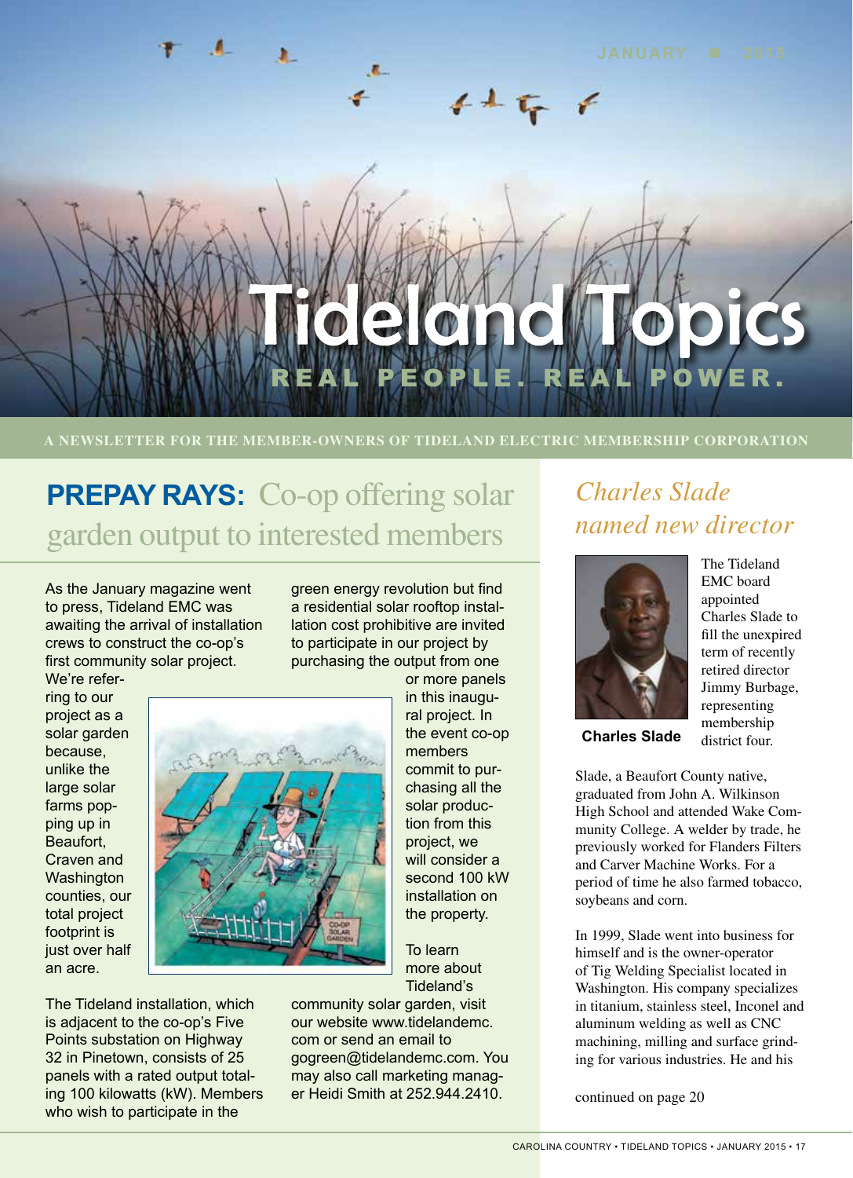# Tideland Topics

REAL PEOPLE. REAL POWER.

A NEWSLETTER FOR THE MEMBER-OWNERS OF TIDELAND ELECTRIC MEMBERSHIP CORPORATION

## PREPAY RAYS: Co-op offering solar garden output to interested members

As the January magazine went to press, Tideland EMC was awaiting the arrival of installation crews to construct the co-op's first community solar project. We're referring to our project as a solar garden because, unlike the large solar farms popping up in Beaufort, Craven and Washington counties, our total project footprint is just over half an acre.

The Tideland installation, which is adjacent to the co-op's Five Points substation on Highway 32 in Pinetown, consists of 25 panels with a rated output totaling 100 kilowatts (kW). Members who wish to participate in the green energy revolution but find a residential solar rooftop installation cost prohibitive are invited to participate in our project by purchasing the output from one or more panels in this inaugural project. In the event co-op members commit to purchasing all the solar production from this project, we will consider a second 100 kW installation on the property.

To learn more about Tideland's community solar garden, visit our website www.tidelandemc.com or send an email to gogreen@tidelandemc.com. You may also call marketing manager Heidi Smith at 252.944.2410.

## *Charles Slade named new director*

Charles Slade

The Tideland EMC board appointed Charles Slade to fill the unexpired term of recently retired director Jimmy Burbage, representing membership district four.

Slade, a Beaufort County native, graduated from John A. Wilkinson High School and attended Wake Community College. A welder by trade, he previously worked for Flanders Filters and Carver Machine Works. For a period of time he also farmed tobacco, soybeans and corn.

In 1999, Slade went into business for himself and is the owner-operator of Tig Welding Specialist located in Washington. His company specializes in titanium, stainless steel, Inconel and aluminum welding as well as CNC machining, milling and surface grinding for various industries. He and his

continued on page 20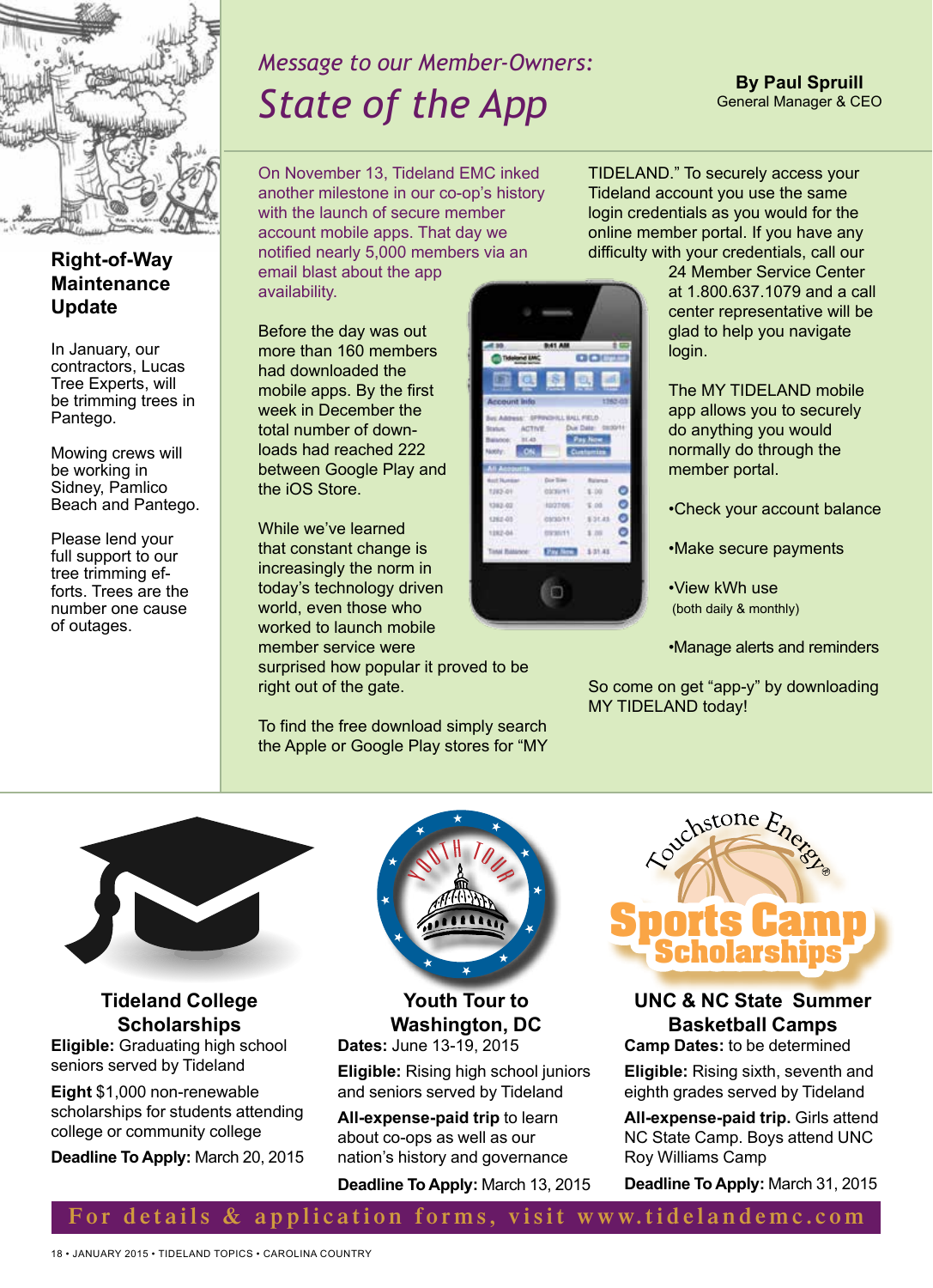## Right-of-Way Maintenance Update

In January, our contractors, Lucas Tree Experts, will be trimming trees in Pantego.

Mowing crews will be working in Sidney, Pamlico Beach and Pantego.

Please lend your full support to our tree trimming efforts. Trees are the number one cause of outages.

*Message to our Member-Owners:*

# *State of the App*

**By Paul Spruill**
General Manager & CEO

On November 13, Tideland EMC inked another milestone in our co-op's history with the launch of secure member account mobile apps. That day we notified nearly 5,000 members via an email blast about the app availability.

Before the day was out more than 160 members had downloaded the mobile apps. By the first week in December the total number of downloads had reached 222 between Google Play and the iOS Store.

While we've learned that constant change is increasingly the norm in today's technology driven world, even those who worked to launch mobile member service were surprised how popular it proved to be right out of the gate.

To find the free download simply search the Apple or Google Play stores for "MY TIDELAND." To securely access your Tideland account you use the same login credentials as you would for the online member portal. If you have any difficulty with your credentials, call our 24 Member Service Center at 1.800.637.1079 and a call center representative will be glad to help you navigate login.

The MY TIDELAND mobile app allows you to securely do anything you would normally do through the member portal.

- Check your account balance
- Make secure payments
- View kWh use (both daily & monthly)
- Manage alerts and reminders

So come on get "app-y" by downloading MY TIDELAND today!

### Tideland College Scholarships

**Eligible:** Graduating high school seniors served by Tideland

**Eight** $1,000 non-renewable scholarships for students attending college or community college

**Deadline To Apply:** March 20, 2015

### Youth Tour to Washington, DC

**Dates:** June 13-19, 2015

**Eligible:** Rising high school juniors and seniors served by Tideland

**All-expense-paid trip** to learn about co-ops as well as our nation's history and governance

**Deadline To Apply:** March 13, 2015

### UNC & NC State Summer Basketball Camps

Touchstone Energy® Sports Camp Scholarships

**Camp Dates:** to be determined

**Eligible:** Rising sixth, seventh and eighth grades served by Tideland

**All-expense-paid trip.** Girls attend NC State Camp. Boys attend UNC Roy Williams Camp

**Deadline To Apply:** March 31, 2015

**For details & application forms, visit www.tidelandemc.com**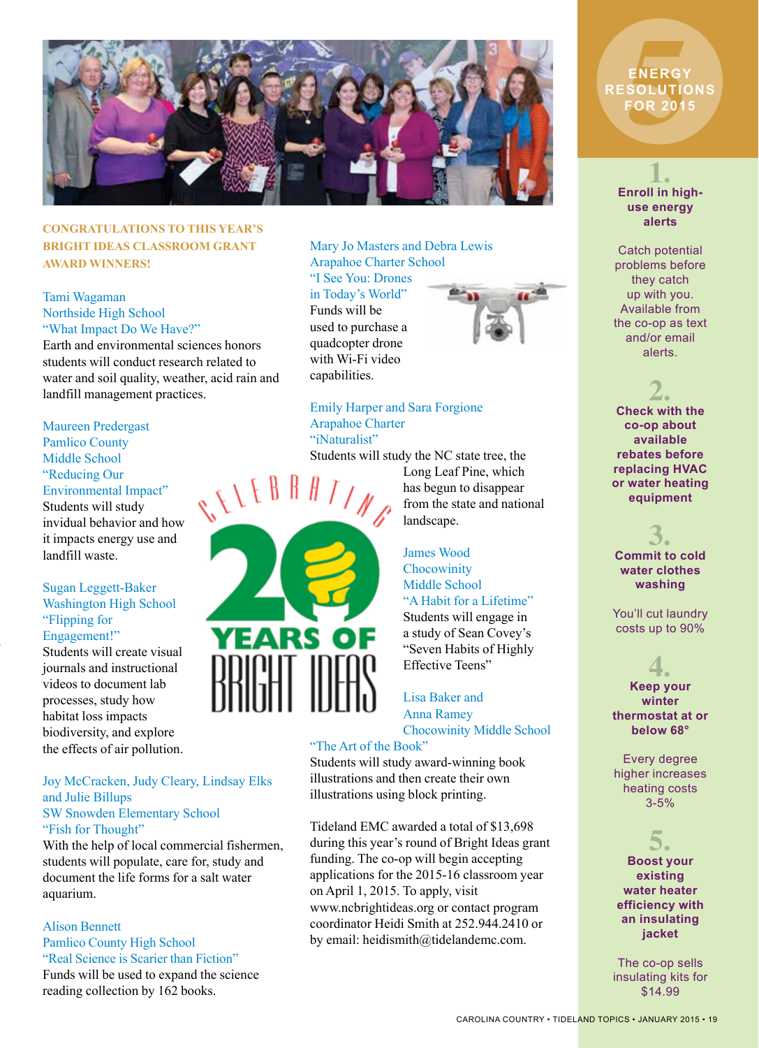**CONGRATULATIONS TO THIS YEAR'S BRIGHT IDEAS CLASSROOM GRANT AWARD WINNERS!**

Tami Wagaman
Northside High School
"What Impact Do We Have?"
Earth and environmental sciences honors students will conduct research related to water and soil quality, weather, acid rain and landfill management practices.

Maureen Predergast
Pamlico County Middle School
"Reducing Our Environmental Impact"
Students will study invidual behavior and how it impacts energy use and landfill waste.

Sugan Leggett-Baker
Washington High School
"Flipping for Engagement!"
Students will create visual journals and instructional videos to document lab processes, study how habitat loss impacts biodiversity, and explore the effects of air pollution.

Joy McCracken, Judy Cleary, Lindsay Elks and Julie Billups
SW Snowden Elementary School
"Fish for Thought"
With the help of local commercial fishermen, students will populate, care for, study and document the life forms for a salt water aquarium.

Alison Bennett
Pamlico County High School
"Real Science is Scarier than Fiction"
Funds will be used to expand the science reading collection by 162 books.

Mary Jo Masters and Debra Lewis
Arapahoe Charter School
"I See You: Drones in Today's World"
Funds will be used to purchase a quadcopter drone with Wi-Fi video capabilities.

Emily Harper and Sara Forgione
Arapahoe Charter
"iNaturalist"
Students will study the NC state tree, the Long Leaf Pine, which has begun to disappear from the state and national landscape.

CELEBRATING 20 YEARS OF BRIGHT IDEAS

James Wood
Chocowinity Middle School
"A Habit for a Lifetime"
Students will engage in a study of Sean Covey's "Seven Habits of Highly Effective Teens"

Lisa Baker and Anna Ramey
Chocowinity Middle School
"The Art of the Book"
Students will study award-winning book illustrations and then create their own illustrations using block printing.

Tideland EMC awarded a total of $13,698 during this year's round of Bright Ideas grant funding. The co-op will begin accepting applications for the 2015-16 classroom year on April 1, 2015. To apply, visit www.ncbrightideas.org or contact program coordinator Heidi Smith at 252.944.2410 or by email: heidismith@tidelandemc.com.

## 5 ENERGY RESOLUTIONS FOR 2015

**1. Enroll in high-use energy alerts**

Catch potential problems before they catch up with you. Available from the co-op as text and/or email alerts.

**2. Check with the co-op about available rebates before replacing HVAC or water heating equipment**

**3. Commit to cold water clothes washing**

You'll cut laundry costs up to 90%

**4. Keep your winter thermostat at or below 68°**

Every degree higher increases heating costs 3-5%

**5. Boost your existing water heater efficiency with an insulating jacket**

The co-op sells insulating kits for $14.99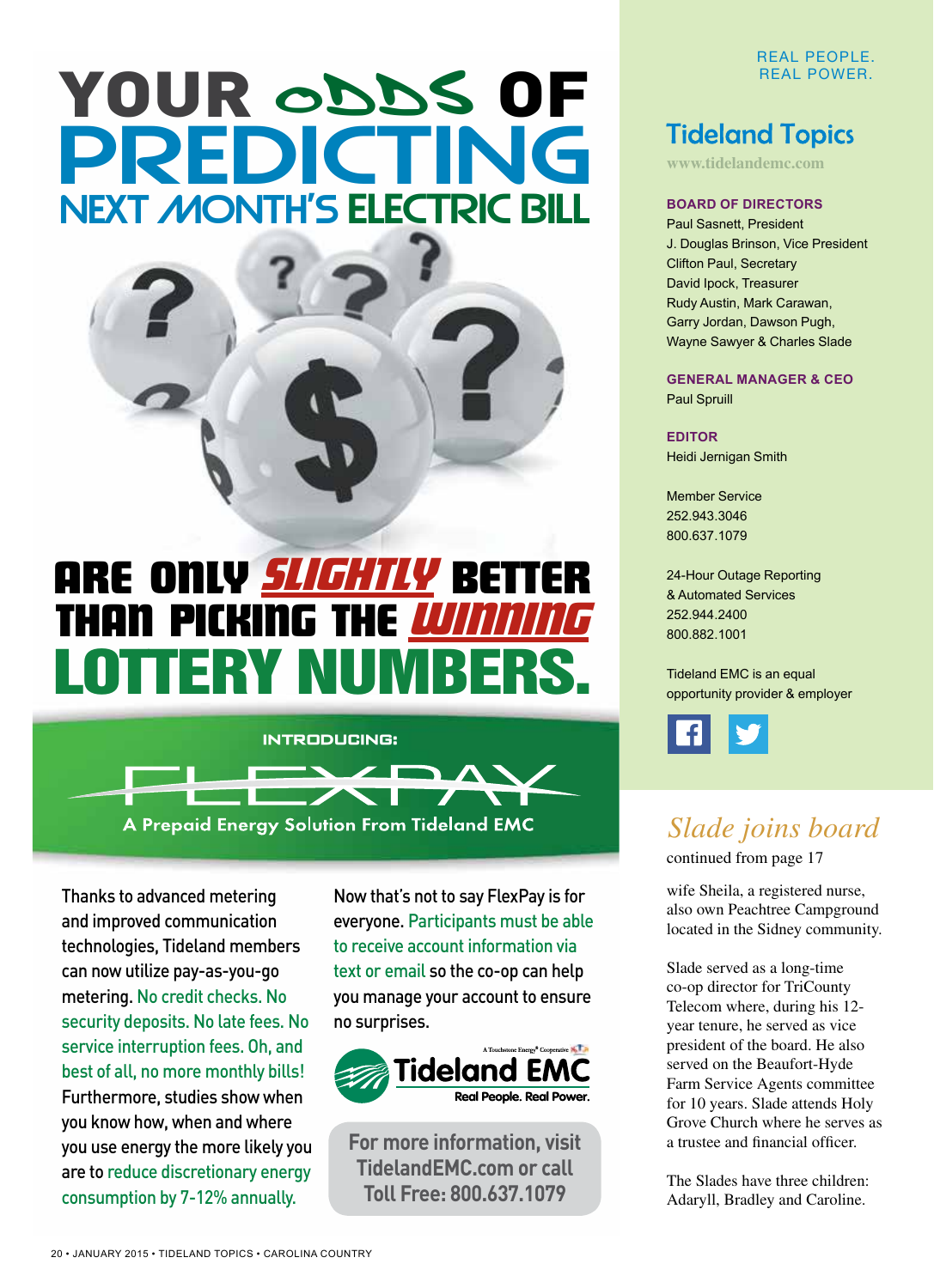# YOUR ODDS OF PREDICTING NEXT MONTH'S ELECTRIC BILL

## ARE ONLY *SLIGHTLY* BETTER THAN PICKING THE *WINNING* LOTTERY NUMBERS.

INTRODUCING:

## FLEXPAY

A Prepaid Energy Solution From Tideland EMC

Thanks to advanced metering and improved communication technologies, Tideland members can now utilize pay-as-you-go metering. No credit checks. No security deposits. No late fees. No service interruption fees. Oh, and best of all, no more monthly bills! Furthermore, studies show when you know how, when and where you use energy the more likely you are to reduce discretionary energy consumption by 7-12% annually.

Now that's not to say FlexPay is for everyone. Participants must be able to receive account information via text or email so the co-op can help you manage your account to ensure no surprises.

A Touchstone Energy® Cooperative

Tideland EMC

Real People. Real Power.

**For more information, visit TidelandEMC.com or call Toll Free: 800.637.1079**

---

REAL PEOPLE. REAL POWER.

## Tideland Topics

www.tidelandemc.com

**BOARD OF DIRECTORS**

Paul Sasnett, President
J. Douglas Brinson, Vice President
Clifton Paul, Secretary
David Ipock, Treasurer
Rudy Austin, Mark Carawan, Garry Jordan, Dawson Pugh, Wayne Sawyer & Charles Slade

**GENERAL MANAGER & CEO**

Paul Spruill

**EDITOR**

Heidi Jernigan Smith

Member Service
252.943.3046
800.637.1079

24-Hour Outage Reporting & Automated Services
252.944.2400
800.882.1001

Tideland EMC is an equal opportunity provider & employer

## *Slade joins board*

continued from page 17

wife Sheila, a registered nurse, also own Peachtree Campground located in the Sidney community.

Slade served as a long-time co-op director for TriCounty Telecom where, during his 12-year tenure, he served as vice president of the board. He also served on the Beaufort-Hyde Farm Service Agents committee for 10 years. Slade attends Holy Grove Church where he serves as a trustee and financial officer.

The Slades have three children: Adaryll, Bradley and Caroline.